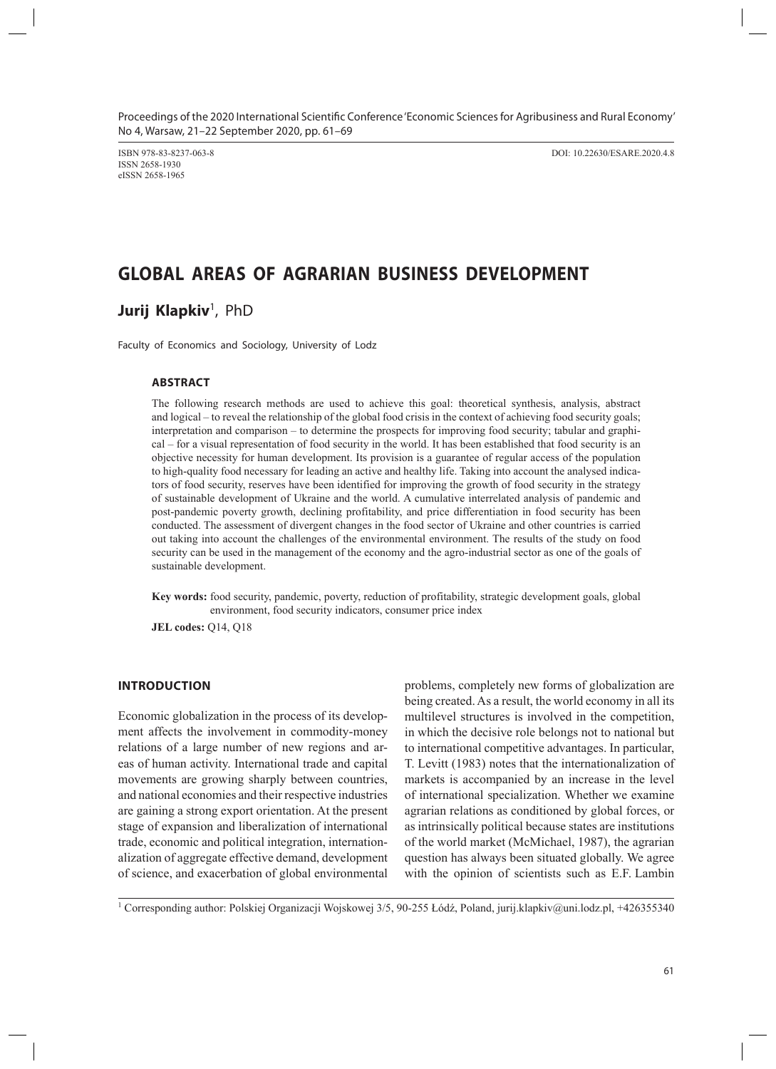ISBN 978-83-8237-063-8
ISSN 2658-1930
eISSN 2658-1965

DOI: 10.22630/ESARE.2020.4.8

# GLOBAL AREAS OF AGRARIAN BUSINESS DEVELOPMENT

**Jurij Klapkiv**[1], PhD

Faculty of Economics and Sociology, University of Lodz

### ABSTRACT

The following research methods are used to achieve this goal: theoretical synthesis, analysis, abstract and logical – to reveal the relationship of the global food crisis in the context of achieving food security goals; interpretation and comparison – to determine the prospects for improving food security; tabular and graphical – for a visual representation of food security in the world. It has been established that food security is an objective necessity for human development. Its provision is a guarantee of regular access of the population to high-quality food necessary for leading an active and healthy life. Taking into account the analysed indicators of food security, reserves have been identified for improving the growth of food security in the strategy of sustainable development of Ukraine and the world. A cumulative interrelated analysis of pandemic and post-pandemic poverty growth, declining profitability, and price differentiation in food security has been conducted. The assessment of divergent changes in the food sector of Ukraine and other countries is carried out taking into account the challenges of the environmental environment. The results of the study on food security can be used in the management of the economy and the agro-industrial sector as one of the goals of sustainable development.

**Key words:** food security, pandemic, poverty, reduction of profitability, strategic development goals, global environment, food security indicators, consumer price index

**JEL codes:** Q14, Q18

## INTRODUCTION

Economic globalization in the process of its development affects the involvement in commodity-money relations of a large number of new regions and areas of human activity. International trade and capital movements are growing sharply between countries, and national economies and their respective industries are gaining a strong export orientation. At the present stage of expansion and liberalization of international trade, economic and political integration, internationalization of aggregate effective demand, development of science, and exacerbation of global environmental problems, completely new forms of globalization are being created. As a result, the world economy in all its multilevel structures is involved in the competition, in which the decisive role belongs not to national but to international competitive advantages. In particular, T. Levitt (1983) notes that the internationalization of markets is accompanied by an increase in the level of international specialization. Whether we examine agrarian relations as conditioned by global forces, or as intrinsically political because states are institutions of the world market (McMichael, 1987), the agrarian question has always been situated globally. We agree with the opinion of scientists such as E.F. Lambin

[1] Corresponding author: Polskiej Organizacji Wojskowej 3/5, 90-255 Łódź, Poland, jurij.klapkiv@uni.lodz.pl, +426355340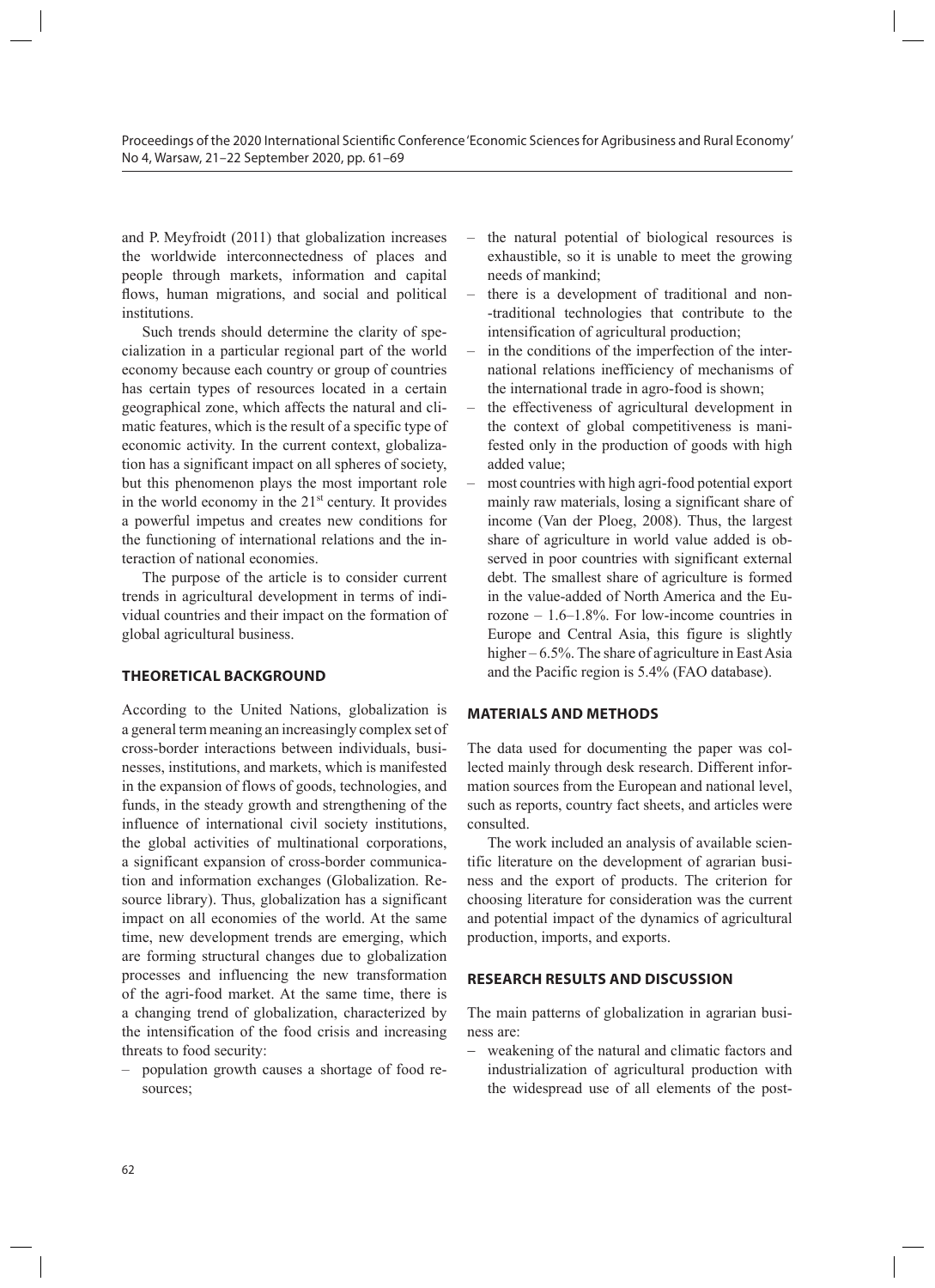and P. Meyfroidt (2011) that globalization increases the worldwide interconnectedness of places and people through markets, information and capital flows, human migrations, and social and political institutions.

Such trends should determine the clarity of specialization in a particular regional part of the world economy because each country or group of countries has certain types of resources located in a certain geographical zone, which affects the natural and climatic features, which is the result of a specific type of economic activity. In the current context, globalization has a significant impact on all spheres of society, but this phenomenon plays the most important role in the world economy in the $21^{st}$ century. It provides a powerful impetus and creates new conditions for the functioning of international relations and the interaction of national economies.

The purpose of the article is to consider current trends in agricultural development in terms of individual countries and their impact on the formation of global agricultural business.

## THEORETICAL BACKGROUND

According to the United Nations, globalization is a general term meaning an increasingly complex set of cross-border interactions between individuals, businesses, institutions, and markets, which is manifested in the expansion of flows of goods, technologies, and funds, in the steady growth and strengthening of the influence of international civil society institutions, the global activities of multinational corporations, a significant expansion of cross-border communication and information exchanges (Globalization. Resource library). Thus, globalization has a significant impact on all economies of the world. At the same time, new development trends are emerging, which are forming structural changes due to globalization processes and influencing the new transformation of the agri-food market. At the same time, there is a changing trend of globalization, characterized by the intensification of the food crisis and increasing threats to food security:

- population growth causes a shortage of food resources;
- the natural potential of biological resources is exhaustible, so it is unable to meet the growing needs of mankind;
- there is a development of traditional and non-traditional technologies that contribute to the intensification of agricultural production;
- in the conditions of the imperfection of the international relations inefficiency of mechanisms of the international trade in agro-food is shown;
- the effectiveness of agricultural development in the context of global competitiveness is manifested only in the production of goods with high added value;
- most countries with high agri-food potential export mainly raw materials, losing a significant share of income (Van der Ploeg, 2008). Thus, the largest share of agriculture in world value added is observed in poor countries with significant external debt. The smallest share of agriculture is formed in the value-added of North America and the Eurozone – 1.6–1.8%. For low-income countries in Europe and Central Asia, this figure is slightly higher – 6.5%. The share of agriculture in East Asia and the Pacific region is 5.4% (FAO database).

## MATERIALS AND METHODS

The data used for documenting the paper was collected mainly through desk research. Different information sources from the European and national level, such as reports, country fact sheets, and articles were consulted.

The work included an analysis of available scientific literature on the development of agrarian business and the export of products. The criterion for choosing literature for consideration was the current and potential impact of the dynamics of agricultural production, imports, and exports.

## RESEARCH RESULTS AND DISCUSSION

The main patterns of globalization in agrarian business are:

- weakening of the natural and climatic factors and industrialization of agricultural production with the widespread use of all elements of the post-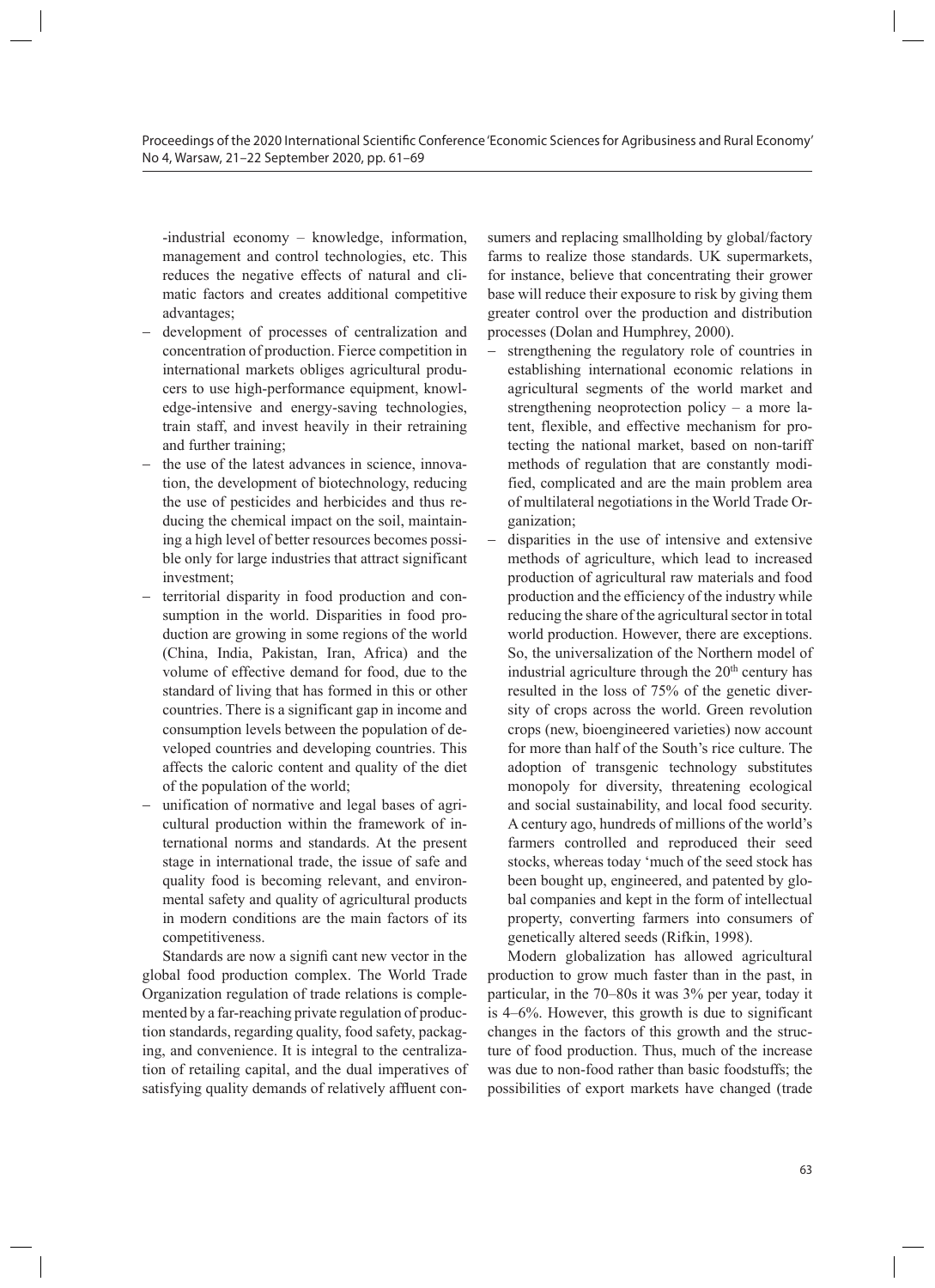-industrial economy – knowledge, information, management and control technologies, etc. This reduces the negative effects of natural and climatic factors and creates additional competitive advantages;

- development of processes of centralization and concentration of production. Fierce competition in international markets obliges agricultural producers to use high-performance equipment, knowledge-intensive and energy-saving technologies, train staff, and invest heavily in their retraining and further training;
- the use of the latest advances in science, innovation, the development of biotechnology, reducing the use of pesticides and herbicides and thus reducing the chemical impact on the soil, maintaining a high level of better resources becomes possible only for large industries that attract significant investment;
- territorial disparity in food production and consumption in the world. Disparities in food production are growing in some regions of the world (China, India, Pakistan, Iran, Africa) and the volume of effective demand for food, due to the standard of living that has formed in this or other countries. There is a significant gap in income and consumption levels between the population of developed countries and developing countries. This affects the caloric content and quality of the diet of the population of the world;
- unification of normative and legal bases of agricultural production within the framework of international norms and standards. At the present stage in international trade, the issue of safe and quality food is becoming relevant, and environmental safety and quality of agricultural products in modern conditions are the main factors of its competitiveness.

Standards are now a signifi cant new vector in the global food production complex. The World Trade Organization regulation of trade relations is complemented by a far-reaching private regulation of production standards, regarding quality, food safety, packaging, and convenience. It is integral to the centralization of retailing capital, and the dual imperatives of satisfying quality demands of relatively affluent consumers and replacing smallholding by global/factory farms to realize those standards. UK supermarkets, for instance, believe that concentrating their grower base will reduce their exposure to risk by giving them greater control over the production and distribution processes (Dolan and Humphrey, 2000).

- strengthening the regulatory role of countries in establishing international economic relations in agricultural segments of the world market and strengthening neoprotection policy – a more latent, flexible, and effective mechanism for protecting the national market, based on non-tariff methods of regulation that are constantly modified, complicated and are the main problem area of multilateral negotiations in the World Trade Organization;
- disparities in the use of intensive and extensive methods of agriculture, which lead to increased production of agricultural raw materials and food production and the efficiency of the industry while reducing the share of the agricultural sector in total world production. However, there are exceptions. So, the universalization of the Northern model of industrial agriculture through the 20th century has resulted in the loss of 75% of the genetic diversity of crops across the world. Green revolution crops (new, bioengineered varieties) now account for more than half of the South's rice culture. The adoption of transgenic technology substitutes monopoly for diversity, threatening ecological and social sustainability, and local food security. A century ago, hundreds of millions of the world's farmers controlled and reproduced their seed stocks, whereas today 'much of the seed stock has been bought up, engineered, and patented by global companies and kept in the form of intellectual property, converting farmers into consumers of genetically altered seeds (Rifkin, 1998).

Modern globalization has allowed agricultural production to grow much faster than in the past, in particular, in the 70–80s it was 3% per year, today it is 4–6%. However, this growth is due to significant changes in the factors of this growth and the structure of food production. Thus, much of the increase was due to non-food rather than basic foodstuffs; the possibilities of export markets have changed (trade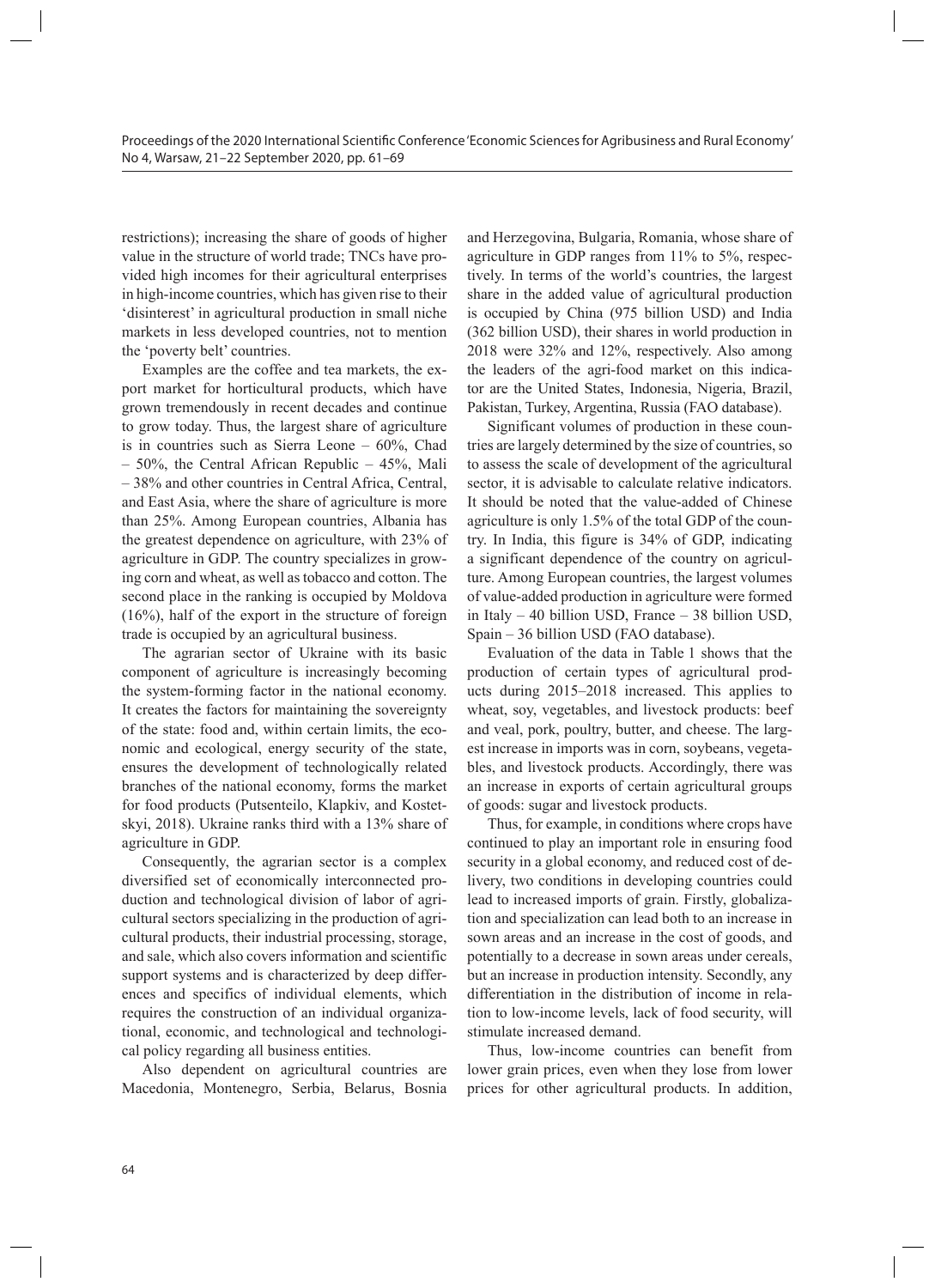restrictions); increasing the share of goods of higher value in the structure of world trade; TNCs have provided high incomes for their agricultural enterprises in high-income countries, which has given rise to their 'disinterest' in agricultural production in small niche markets in less developed countries, not to mention the 'poverty belt' countries.

Examples are the coffee and tea markets, the export market for horticultural products, which have grown tremendously in recent decades and continue to grow today. Thus, the largest share of agriculture is in countries such as Sierra Leone – 60%, Chad – 50%, the Central African Republic – 45%, Mali – 38% and other countries in Central Africa, Central, and East Asia, where the share of agriculture is more than 25%. Among European countries, Albania has the greatest dependence on agriculture, with 23% of agriculture in GDP. The country specializes in growing corn and wheat, as well as tobacco and cotton. The second place in the ranking is occupied by Moldova (16%), half of the export in the structure of foreign trade is occupied by an agricultural business.

The agrarian sector of Ukraine with its basic component of agriculture is increasingly becoming the system-forming factor in the national economy. It creates the factors for maintaining the sovereignty of the state: food and, within certain limits, the economic and ecological, energy security of the state, ensures the development of technologically related branches of the national economy, forms the market for food products (Putsenteilo, Klapkiv, and Kostetskyi, 2018). Ukraine ranks third with a 13% share of agriculture in GDP.

Consequently, the agrarian sector is a complex diversified set of economically interconnected production and technological division of labor of agricultural sectors specializing in the production of agricultural products, their industrial processing, storage, and sale, which also covers information and scientific support systems and is characterized by deep differences and specifics of individual elements, which requires the construction of an individual organizational, economic, and technological and technological policy regarding all business entities.

Also dependent on agricultural countries are Macedonia, Montenegro, Serbia, Belarus, Bosnia and Herzegovina, Bulgaria, Romania, whose share of agriculture in GDP ranges from 11% to 5%, respectively. In terms of the world's countries, the largest share in the added value of agricultural production is occupied by China (975 billion USD) and India (362 billion USD), their shares in world production in 2018 were 32% and 12%, respectively. Also among the leaders of the agri-food market on this indicator are the United States, Indonesia, Nigeria, Brazil, Pakistan, Turkey, Argentina, Russia (FAO database).

Significant volumes of production in these countries are largely determined by the size of countries, so to assess the scale of development of the agricultural sector, it is advisable to calculate relative indicators. It should be noted that the value-added of Chinese agriculture is only 1.5% of the total GDP of the country. In India, this figure is 34% of GDP, indicating a significant dependence of the country on agriculture. Among European countries, the largest volumes of value-added production in agriculture were formed in Italy – 40 billion USD, France – 38 billion USD, Spain – 36 billion USD (FAO database).

Evaluation of the data in Table 1 shows that the production of certain types of agricultural products during 2015–2018 increased. This applies to wheat, soy, vegetables, and livestock products: beef and veal, pork, poultry, butter, and cheese. The largest increase in imports was in corn, soybeans, vegetables, and livestock products. Accordingly, there was an increase in exports of certain agricultural groups of goods: sugar and livestock products.

Thus, for example, in conditions where crops have continued to play an important role in ensuring food security in a global economy, and reduced cost of delivery, two conditions in developing countries could lead to increased imports of grain. Firstly, globalization and specialization can lead both to an increase in sown areas and an increase in the cost of goods, and potentially to a decrease in sown areas under cereals, but an increase in production intensity. Secondly, any differentiation in the distribution of income in relation to low-income levels, lack of food security, will stimulate increased demand.

Thus, low-income countries can benefit from lower grain prices, even when they lose from lower prices for other agricultural products. In addition,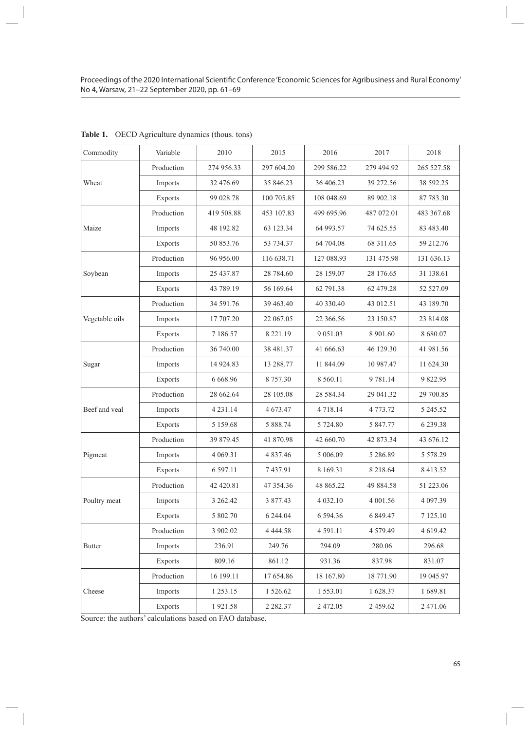**Table 1.** OECD Agriculture dynamics (thous. tons)

| Commodity | Variable | 2010 | 2015 | 2016 | 2017 | 2018 |
|---|---|---|---|---|---|---|
| Wheat | Production | 274 956.33 | 297 604.20 | 299 586.22 | 279 494.92 | 265 527.58 |
| | Imports | 32 476.69 | 35 846.23 | 36 406.23 | 39 272.56 | 38 592.25 |
| | Exports | 99 028.78 | 100 705.85 | 108 048.69 | 89 902.18 | 87 783.30 |
| Maize | Production | 419 508.88 | 453 107.83 | 499 695.96 | 487 072.01 | 483 367.68 |
| | Imports | 48 192.82 | 63 123.34 | 64 993.57 | 74 625.55 | 83 483.40 |
| | Exports | 50 853.76 | 53 734.37 | 64 704.08 | 68 311.65 | 59 212.76 |
| Soybean | Production | 96 956.00 | 116 638.71 | 127 088.93 | 131 475.98 | 131 636.13 |
| | Imports | 25 437.87 | 28 784.60 | 28 159.07 | 28 176.65 | 31 138.61 |
| | Exports | 43 789.19 | 56 169.64 | 62 791.38 | 62 479.28 | 52 527.09 |
| Vegetable oils | Production | 34 591.76 | 39 463.40 | 40 330.40 | 43 012.51 | 43 189.70 |
| | Imports | 17 707.20 | 22 067.05 | 22 366.56 | 23 150.87 | 23 814.08 |
| | Exports | 7 186.57 | 8 221.19 | 9 051.03 | 8 901.60 | 8 680.07 |
| Sugar | Production | 36 740.00 | 38 481.37 | 41 666.63 | 46 129.30 | 41 981.56 |
| | Imports | 14 924.83 | 13 288.77 | 11 844.09 | 10 987.47 | 11 624.30 |
| | Exports | 6 668.96 | 8 757.30 | 8 560.11 | 9 781.14 | 9 822.95 |
| Beef and veal | Production | 28 662.64 | 28 105.08 | 28 584.34 | 29 041.32 | 29 700.85 |
| | Imports | 4 231.14 | 4 673.47 | 4 718.14 | 4 773.72 | 5 245.52 |
| | Exports | 5 159.68 | 5 888.74 | 5 724.80 | 5 847.77 | 6 239.38 |
| Pigmeat | Production | 39 879.45 | 41 870.98 | 42 660.70 | 42 873.34 | 43 676.12 |
| | Imports | 4 069.31 | 4 837.46 | 5 006.09 | 5 286.89 | 5 578.29 |
| | Exports | 6 597.11 | 7 437.91 | 8 169.31 | 8 218.64 | 8 413.52 |
| Poultry meat | Production | 42 420.81 | 47 354.36 | 48 865.22 | 49 884.58 | 51 223.06 |
| | Imports | 3 262.42 | 3 877.43 | 4 032.10 | 4 001.56 | 4 097.39 |
| | Exports | 5 802.70 | 6 244.04 | 6 594.36 | 6 849.47 | 7 125.10 |
| Butter | Production | 3 902.02 | 4 444.58 | 4 591.11 | 4 579.49 | 4 619.42 |
| | Imports | 236.91 | 249.76 | 294.09 | 280.06 | 296.68 |
| | Exports | 809.16 | 861.12 | 931.36 | 837.98 | 831.07 |
| Cheese | Production | 16 199.11 | 17 654.86 | 18 167.80 | 18 771.90 | 19 045.97 |
| | Imports | 1 253.15 | 1 526.62 | 1 553.01 | 1 628.37 | 1 689.81 |
| | Exports | 1 921.58 | 2 282.37 | 2 472.05 | 2 459.62 | 2 471.06 |

Source: the authors' calculations based on FAO database.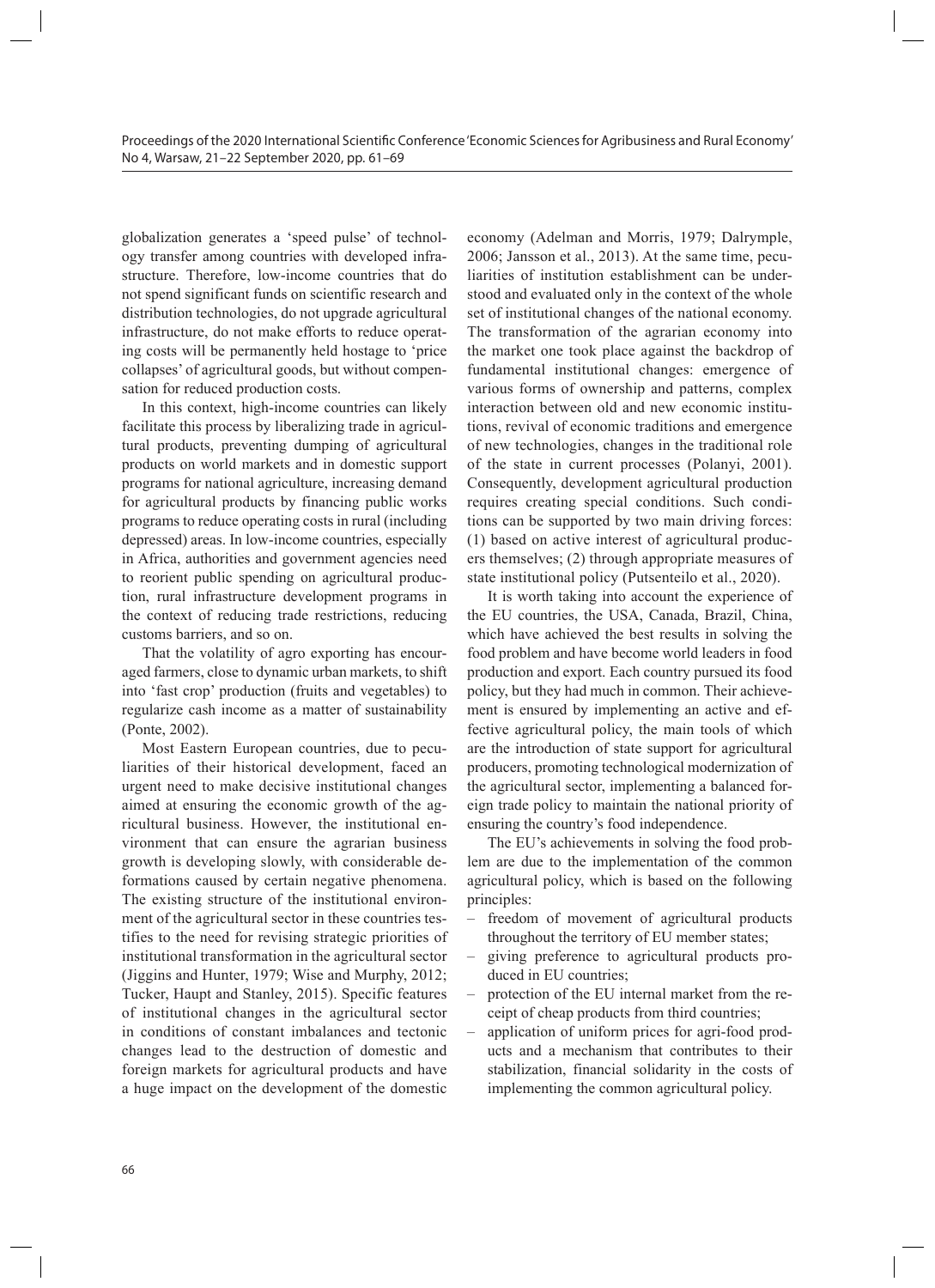globalization generates a 'speed pulse' of technology transfer among countries with developed infrastructure. Therefore, low-income countries that do not spend significant funds on scientific research and distribution technologies, do not upgrade agricultural infrastructure, do not make efforts to reduce operating costs will be permanently held hostage to 'price collapses' of agricultural goods, but without compensation for reduced production costs.

In this context, high-income countries can likely facilitate this process by liberalizing trade in agricultural products, preventing dumping of agricultural products on world markets and in domestic support programs for national agriculture, increasing demand for agricultural products by financing public works programs to reduce operating costs in rural (including depressed) areas. In low-income countries, especially in Africa, authorities and government agencies need to reorient public spending on agricultural production, rural infrastructure development programs in the context of reducing trade restrictions, reducing customs barriers, and so on.

That the volatility of agro exporting has encouraged farmers, close to dynamic urban markets, to shift into 'fast crop' production (fruits and vegetables) to regularize cash income as a matter of sustainability (Ponte, 2002).

Most Eastern European countries, due to peculiarities of their historical development, faced an urgent need to make decisive institutional changes aimed at ensuring the economic growth of the agricultural business. However, the institutional environment that can ensure the agrarian business growth is developing slowly, with considerable deformations caused by certain negative phenomena. The existing structure of the institutional environment of the agricultural sector in these countries testifies to the need for revising strategic priorities of institutional transformation in the agricultural sector (Jiggins and Hunter, 1979; Wise and Murphy, 2012; Tucker, Haupt and Stanley, 2015). Specific features of institutional changes in the agricultural sector in conditions of constant imbalances and tectonic changes lead to the destruction of domestic and foreign markets for agricultural products and have a huge impact on the development of the domestic economy (Adelman and Morris, 1979; Dalrymple, 2006; Jansson et al., 2013). At the same time, peculiarities of institution establishment can be understood and evaluated only in the context of the whole set of institutional changes of the national economy. The transformation of the agrarian economy into the market one took place against the backdrop of fundamental institutional changes: emergence of various forms of ownership and patterns, complex interaction between old and new economic institutions, revival of economic traditions and emergence of new technologies, changes in the traditional role of the state in current processes (Polanyi, 2001). Consequently, development agricultural production requires creating special conditions. Such conditions can be supported by two main driving forces: (1) based on active interest of agricultural producers themselves; (2) through appropriate measures of state institutional policy (Putsenteilo et al., 2020).

It is worth taking into account the experience of the EU countries, the USA, Canada, Brazil, China, which have achieved the best results in solving the food problem and have become world leaders in food production and export. Each country pursued its food policy, but they had much in common. Their achievement is ensured by implementing an active and effective agricultural policy, the main tools of which are the introduction of state support for agricultural producers, promoting technological modernization of the agricultural sector, implementing a balanced foreign trade policy to maintain the national priority of ensuring the country's food independence.

The EU's achievements in solving the food problem are due to the implementation of the common agricultural policy, which is based on the following principles:

- freedom of movement of agricultural products throughout the territory of EU member states;
- giving preference to agricultural products produced in EU countries;
- protection of the EU internal market from the receipt of cheap products from third countries;
- application of uniform prices for agri-food products and a mechanism that contributes to their stabilization, financial solidarity in the costs of implementing the common agricultural policy.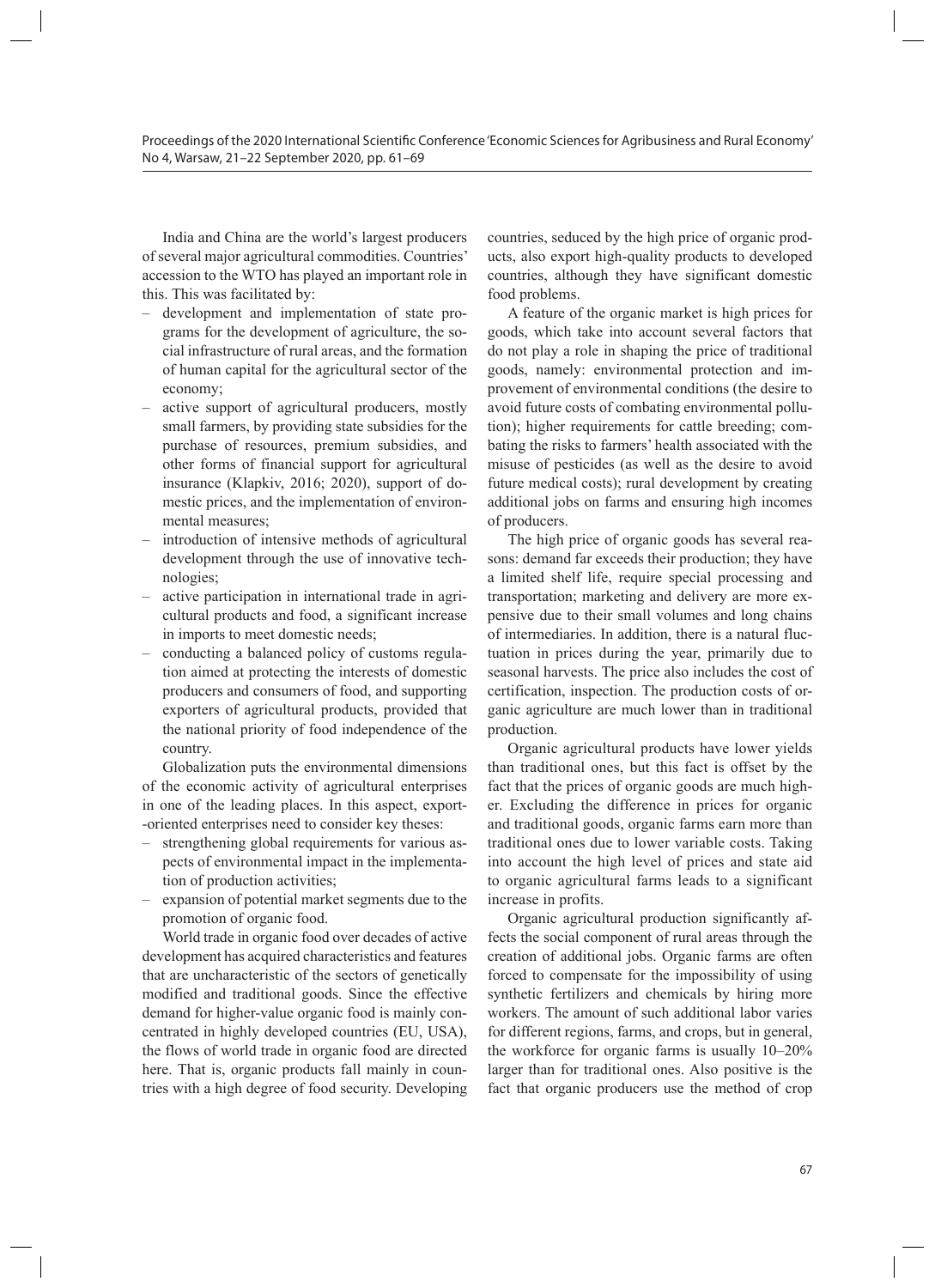India and China are the world's largest producers of several major agricultural commodities. Countries' accession to the WTO has played an important role in this. This was facilitated by:

- development and implementation of state programs for the development of agriculture, the social infrastructure of rural areas, and the formation of human capital for the agricultural sector of the economy;
- active support of agricultural producers, mostly small farmers, by providing state subsidies for the purchase of resources, premium subsidies, and other forms of financial support for agricultural insurance (Klapkiv, 2016; 2020), support of domestic prices, and the implementation of environmental measures;
- introduction of intensive methods of agricultural development through the use of innovative technologies;
- active participation in international trade in agricultural products and food, a significant increase in imports to meet domestic needs;
- conducting a balanced policy of customs regulation aimed at protecting the interests of domestic producers and consumers of food, and supporting exporters of agricultural products, provided that the national priority of food independence of the country.

Globalization puts the environmental dimensions of the economic activity of agricultural enterprises in one of the leading places. In this aspect, export-oriented enterprises need to consider key theses:

- strengthening global requirements for various aspects of environmental impact in the implementation of production activities;
- expansion of potential market segments due to the promotion of organic food.

World trade in organic food over decades of active development has acquired characteristics and features that are uncharacteristic of the sectors of genetically modified and traditional goods. Since the effective demand for higher-value organic food is mainly concentrated in highly developed countries (EU, USA), the flows of world trade in organic food are directed here. That is, organic products fall mainly in countries with a high degree of food security. Developing countries, seduced by the high price of organic products, also export high-quality products to developed countries, although they have significant domestic food problems.

A feature of the organic market is high prices for goods, which take into account several factors that do not play a role in shaping the price of traditional goods, namely: environmental protection and improvement of environmental conditions (the desire to avoid future costs of combating environmental pollution); higher requirements for cattle breeding; combating the risks to farmers' health associated with the misuse of pesticides (as well as the desire to avoid future medical costs); rural development by creating additional jobs on farms and ensuring high incomes of producers.

The high price of organic goods has several reasons: demand far exceeds their production; they have a limited shelf life, require special processing and transportation; marketing and delivery are more expensive due to their small volumes and long chains of intermediaries. In addition, there is a natural fluctuation in prices during the year, primarily due to seasonal harvests. The price also includes the cost of certification, inspection. The production costs of organic agriculture are much lower than in traditional production.

Organic agricultural products have lower yields than traditional ones, but this fact is offset by the fact that the prices of organic goods are much higher. Excluding the difference in prices for organic and traditional goods, organic farms earn more than traditional ones due to lower variable costs. Taking into account the high level of prices and state aid to organic agricultural farms leads to a significant increase in profits.

Organic agricultural production significantly affects the social component of rural areas through the creation of additional jobs. Organic farms are often forced to compensate for the impossibility of using synthetic fertilizers and chemicals by hiring more workers. The amount of such additional labor varies for different regions, farms, and crops, but in general, the workforce for organic farms is usually 10–20% larger than for traditional ones. Also positive is the fact that organic producers use the method of crop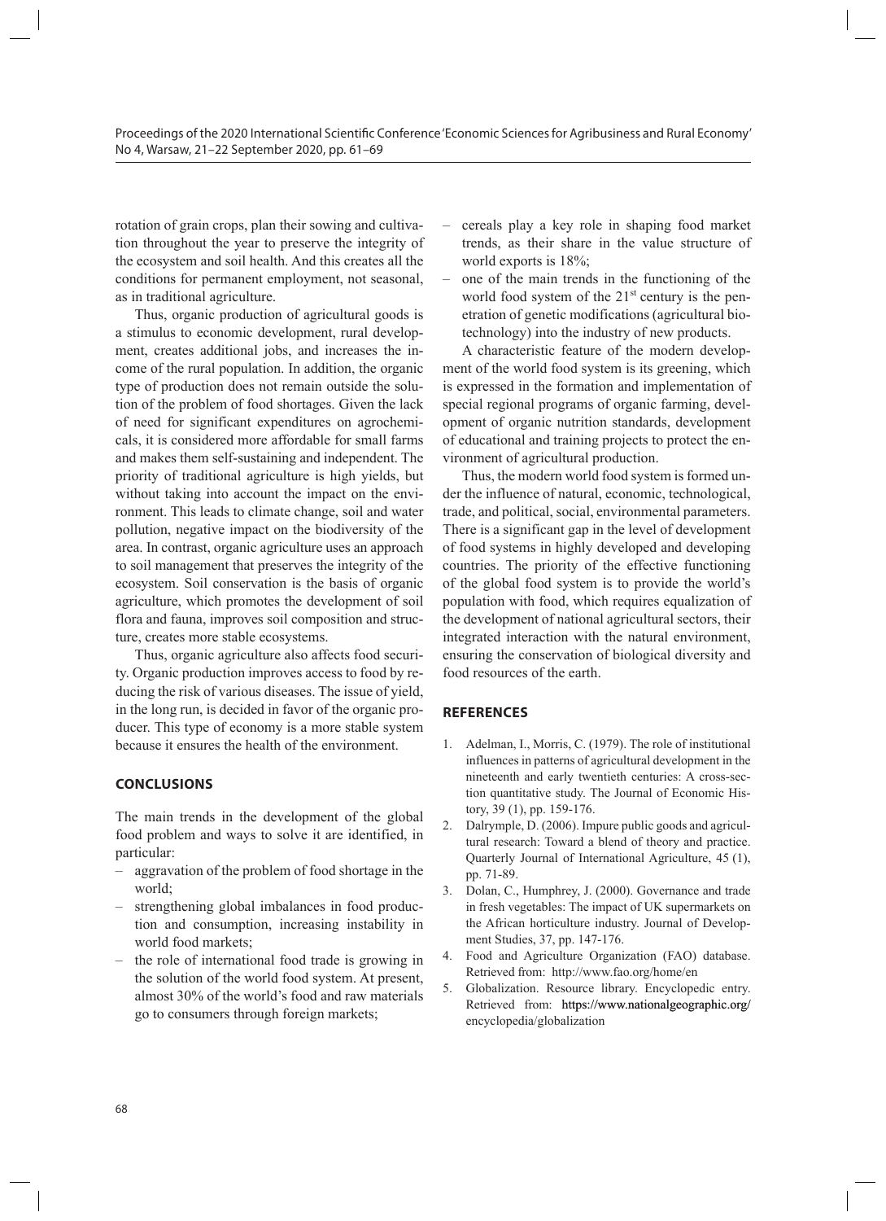rotation of grain crops, plan their sowing and cultivation throughout the year to preserve the integrity of the ecosystem and soil health. And this creates all the conditions for permanent employment, not seasonal, as in traditional agriculture.

Thus, organic production of agricultural goods is a stimulus to economic development, rural development, creates additional jobs, and increases the income of the rural population. In addition, the organic type of production does not remain outside the solution of the problem of food shortages. Given the lack of need for significant expenditures on agrochemicals, it is considered more affordable for small farms and makes them self-sustaining and independent. The priority of traditional agriculture is high yields, but without taking into account the impact on the environment. This leads to climate change, soil and water pollution, negative impact on the biodiversity of the area. In contrast, organic agriculture uses an approach to soil management that preserves the integrity of the ecosystem. Soil conservation is the basis of organic agriculture, which promotes the development of soil flora and fauna, improves soil composition and structure, creates more stable ecosystems.

Thus, organic agriculture also affects food security. Organic production improves access to food by reducing the risk of various diseases. The issue of yield, in the long run, is decided in favor of the organic producer. This type of economy is a more stable system because it ensures the health of the environment.

## CONCLUSIONS

The main trends in the development of the global food problem and ways to solve it are identified, in particular:

- aggravation of the problem of food shortage in the world;
- strengthening global imbalances in food production and consumption, increasing instability in world food markets;
- the role of international food trade is growing in the solution of the world food system. At present, almost 30% of the world's food and raw materials go to consumers through foreign markets;
- cereals play a key role in shaping food market trends, as their share in the value structure of world exports is 18%;
- one of the main trends in the functioning of the world food system of the 21st century is the penetration of genetic modifications (agricultural biotechnology) into the industry of new products.

A characteristic feature of the modern development of the world food system is its greening, which is expressed in the formation and implementation of special regional programs of organic farming, development of organic nutrition standards, development of educational and training projects to protect the environment of agricultural production.

Thus, the modern world food system is formed under the influence of natural, economic, technological, trade, and political, social, environmental parameters. There is a significant gap in the level of development of food systems in highly developed and developing countries. The priority of the effective functioning of the global food system is to provide the world's population with food, which requires equalization of the development of national agricultural sectors, their integrated interaction with the natural environment, ensuring the conservation of biological diversity and food resources of the earth.

## REFERENCES

1. Adelman, I., Morris, C. (1979). The role of institutional influences in patterns of agricultural development in the nineteenth and early twentieth centuries: A cross-section quantitative study. The Journal of Economic History, 39 (1), pp. 159-176.
2. Dalrymple, D. (2006). Impure public goods and agricultural research: Toward a blend of theory and practice. Quarterly Journal of International Agriculture, 45 (1), pp. 71-89.
3. Dolan, C., Humphrey, J. (2000). Governance and trade in fresh vegetables: The impact of UK supermarkets on the African horticulture industry. Journal of Development Studies, 37, pp. 147-176.
4. Food and Agriculture Organization (FAO) database. Retrieved from: http://www.fao.org/home/en
5. Globalization. Resource library. Encyclopedic entry. Retrieved from: https://www.nationalgeographic.org/encyclopedia/globalization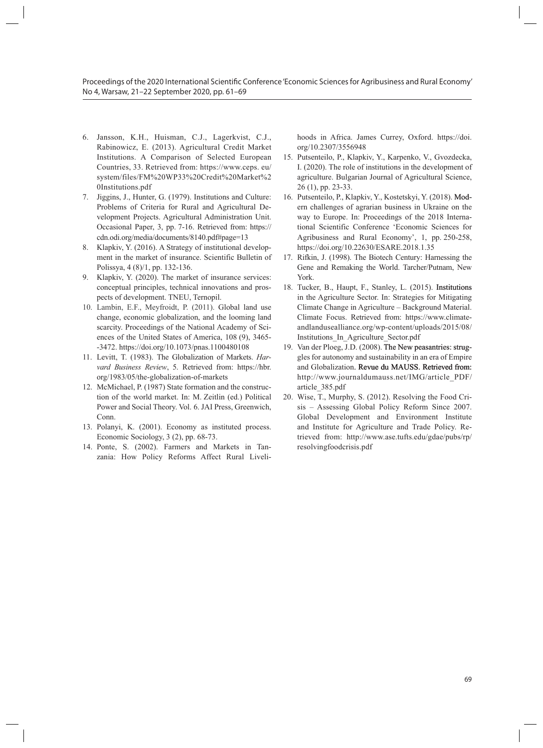6. Jansson, K.H., Huisman, C.J., Lagerkvist, C.J., Rabinowicz, E. (2013). Agricultural Credit Market Institutions. A Comparison of Selected European Countries, 33. Retrieved from: https://www.ceps.eu/system/files/FM%20WP33%20Credit%20Market%20Institutions.pdf
7. Jiggins, J., Hunter, G. (1979). Institutions and Culture: Problems of Criteria for Rural and Agricultural Development Projects. Agricultural Administration Unit. Occasional Paper, 3, pp. 7-16. Retrieved from: https://cdn.odi.org/media/documents/8140.pdf#page=13
8. Klapkiv, Y. (2016). A Strategy of institutional development in the market of insurance. Scientific Bulletin of Polissya, 4 (8)/1, pp. 132-136.
9. Klapkiv, Y. (2020). The market of insurance services: conceptual principles, technical innovations and prospects of development. TNEU, Ternopil.
10. Lambin, E.F., Meyfroidt, P. (2011). Global land use change, economic globalization, and the looming land scarcity. Proceedings of the National Academy of Sciences of the United States of America, 108 (9), 3465--3472. https://doi.org/10.1073/pnas.1100480108
11. Levitt, T. (1983). The Globalization of Markets. *Harvard Business Review*, 5. Retrieved from: https://hbr.org/1983/05/the-globalization-of-markets
12. McMichael, P. (1987) State formation and the construction of the world market. In: M. Zeitlin (ed.) Political Power and Social Theory. Vol. 6. JAI Press, Greenwich, Conn.
13. Polanyi, K. (2001). Economy as instituted process. Economic Sociology, 3 (2), pp. 68-73.
14. Ponte, S. (2002). Farmers and Markets in Tanzania: How Policy Reforms Affect Rural Livelihoods in Africa. James Currey, Oxford. https://doi.org/10.2307/3556948
15. Putsenteilo, P., Klapkiv, Y., Karpenko, V., Gvozdecka, I. (2020). The role of institutions in the development of agriculture. Bulgarian Journal of Agricultural Science, 26 (1), pp. 23-33.
16. Putsenteilo, P., Klapkiv, Y., Kostetskyi, Y. (2018). Modern challenges of agrarian business in Ukraine on the way to Europe. In: Proceedings of the 2018 International Scientific Conference 'Economic Sciences for Agribusiness and Rural Economy', 1, pp. 250-258, https://doi.org/10.22630/ESARE.2018.1.35
17. Rifkin, J. (1998). The Biotech Century: Harnessing the Gene and Remaking the World. Tarcher/Putnam, New York.
18. Tucker, B., Haupt, F., Stanley, L. (2015). Institutions in the Agriculture Sector. In: Strategies for Mitigating Climate Change in Agriculture – Background Material. Climate Focus. Retrieved from: https://www.climateandlandusealliance.org/wp-content/uploads/2015/08/Institutions_In_Agriculture_Sector.pdf
19. Van der Ploeg, J.D. (2008). The New peasantries: struggles for autonomy and sustainability in an era of Empire and Globalization. Revue du MAUSS. Retrieved from: http://www.journaldumauss.net/IMG/article_PDF/article_385.pdf
20. Wise, T., Murphy, S. (2012). Resolving the Food Crisis – Assessing Global Policy Reform Since 2007. Global Development and Environment Institute and Institute for Agriculture and Trade Policy. Retrieved from: http://www.ase.tufts.edu/gdae/pubs/rp/resolvingfoodcrisis.pdf